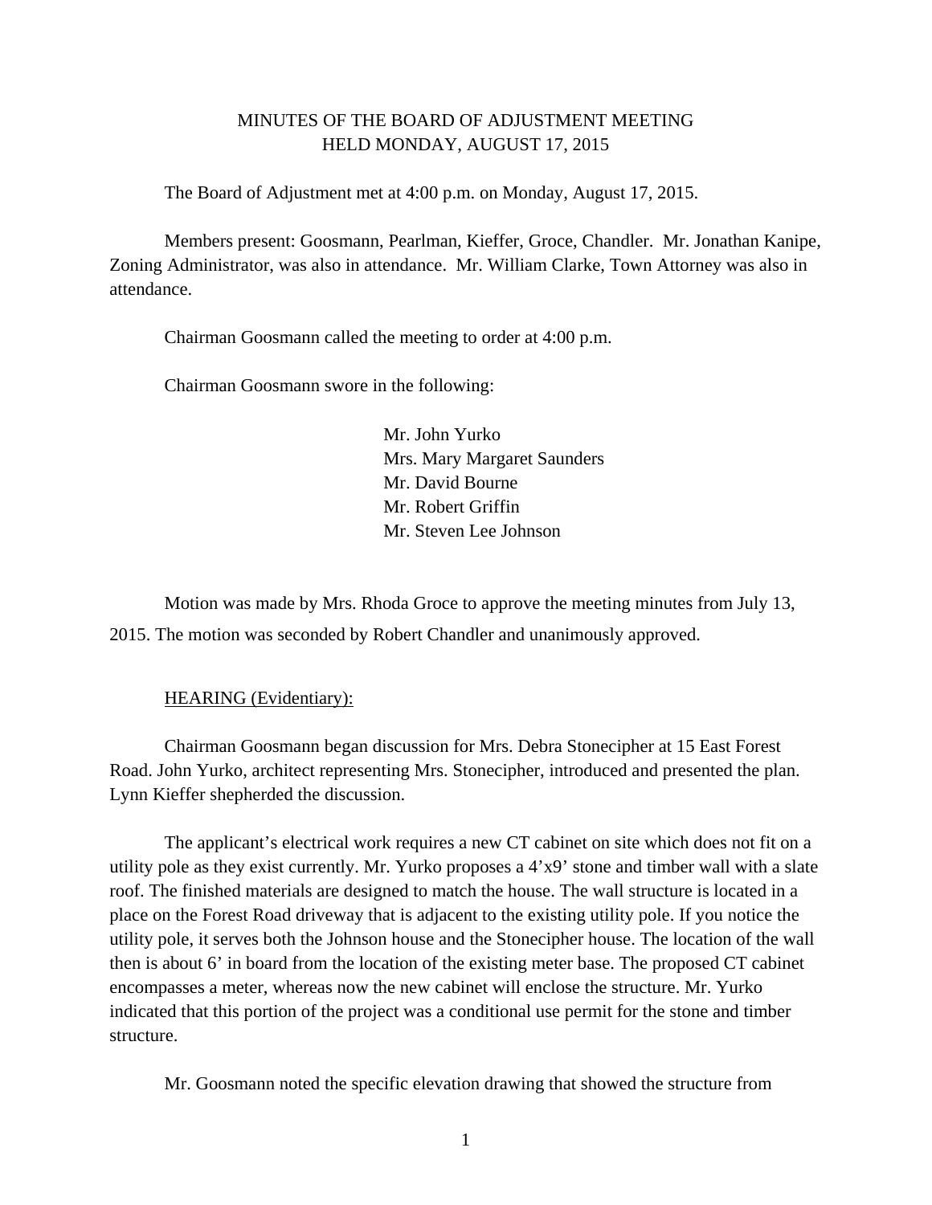# MINUTES OF THE BOARD OF ADJUSTMENT MEETING
## HELD MONDAY, AUGUST 17, 2015

The Board of Adjustment met at 4:00 p.m. on Monday, August 17, 2015.

Members present: Goosmann, Pearlman, Kieffer, Groce, Chandler. Mr. Jonathan Kanipe, Zoning Administrator, was also in attendance. Mr. William Clarke, Town Attorney was also in attendance.

Chairman Goosmann called the meeting to order at 4:00 p.m.

Chairman Goosmann swore in the following:

Mr. John Yurko
Mrs. Mary Margaret Saunders
Mr. David Bourne
Mr. Robert Griffin
Mr. Steven Lee Johnson

Motion was made by Mrs. Rhoda Groce to approve the meeting minutes from July 13, 2015. The motion was seconded by Robert Chandler and unanimously approved.

<u>HEARING (Evidentiary):</u>

Chairman Goosmann began discussion for Mrs. Debra Stonecipher at 15 East Forest Road. John Yurko, architect representing Mrs. Stonecipher, introduced and presented the plan. Lynn Kieffer shepherded the discussion.

The applicant's electrical work requires a new CT cabinet on site which does not fit on a utility pole as they exist currently. Mr. Yurko proposes a 4'x9' stone and timber wall with a slate roof. The finished materials are designed to match the house. The wall structure is located in a place on the Forest Road driveway that is adjacent to the existing utility pole. If you notice the utility pole, it serves both the Johnson house and the Stonecipher house. The location of the wall then is about 6' in board from the location of the existing meter base. The proposed CT cabinet encompasses a meter, whereas now the new cabinet will enclose the structure. Mr. Yurko indicated that this portion of the project was a conditional use permit for the stone and timber structure.

Mr. Goosmann noted the specific elevation drawing that showed the structure from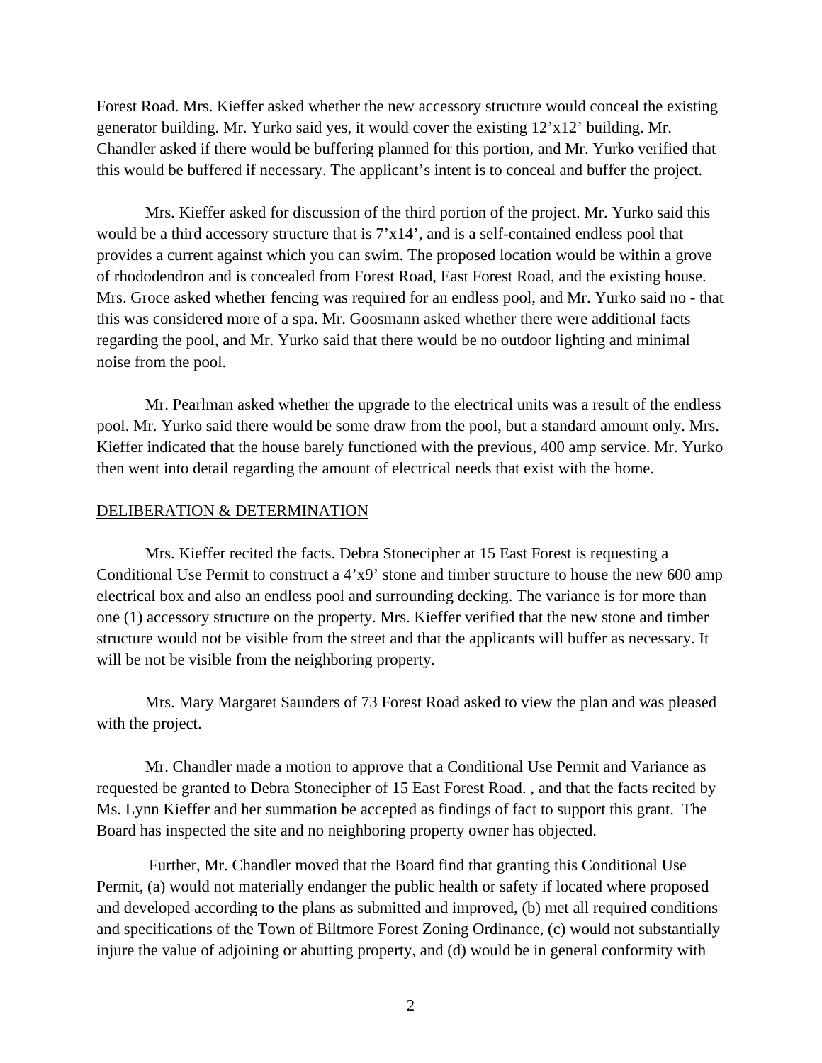Forest Road. Mrs. Kieffer asked whether the new accessory structure would conceal the existing generator building. Mr. Yurko said yes, it would cover the existing 12'x12' building. Mr. Chandler asked if there would be buffering planned for this portion, and Mr. Yurko verified that this would be buffered if necessary. The applicant's intent is to conceal and buffer the project.

Mrs. Kieffer asked for discussion of the third portion of the project. Mr. Yurko said this would be a third accessory structure that is 7'x14', and is a self-contained endless pool that provides a current against which you can swim. The proposed location would be within a grove of rhododendron and is concealed from Forest Road, East Forest Road, and the existing house. Mrs. Groce asked whether fencing was required for an endless pool, and Mr. Yurko said no - that this was considered more of a spa. Mr. Goosmann asked whether there were additional facts regarding the pool, and Mr. Yurko said that there would be no outdoor lighting and minimal noise from the pool.

Mr. Pearlman asked whether the upgrade to the electrical units was a result of the endless pool. Mr. Yurko said there would be some draw from the pool, but a standard amount only. Mrs. Kieffer indicated that the house barely functioned with the previous, 400 amp service. Mr. Yurko then went into detail regarding the amount of electrical needs that exist with the home.

## DELIBERATION & DETERMINATION

Mrs. Kieffer recited the facts. Debra Stonecipher at 15 East Forest is requesting a Conditional Use Permit to construct a 4'x9' stone and timber structure to house the new 600 amp electrical box and also an endless pool and surrounding decking. The variance is for more than one (1) accessory structure on the property. Mrs. Kieffer verified that the new stone and timber structure would not be visible from the street and that the applicants will buffer as necessary. It will be not be visible from the neighboring property.

Mrs. Mary Margaret Saunders of 73 Forest Road asked to view the plan and was pleased with the project.

Mr. Chandler made a motion to approve that a Conditional Use Permit and Variance as requested be granted to Debra Stonecipher of 15 East Forest Road. , and that the facts recited by Ms. Lynn Kieffer and her summation be accepted as findings of fact to support this grant. The Board has inspected the site and no neighboring property owner has objected.

Further, Mr. Chandler moved that the Board find that granting this Conditional Use Permit, (a) would not materially endanger the public health or safety if located where proposed and developed according to the plans as submitted and improved, (b) met all required conditions and specifications of the Town of Biltmore Forest Zoning Ordinance, (c) would not substantially injure the value of adjoining or abutting property, and (d) would be in general conformity with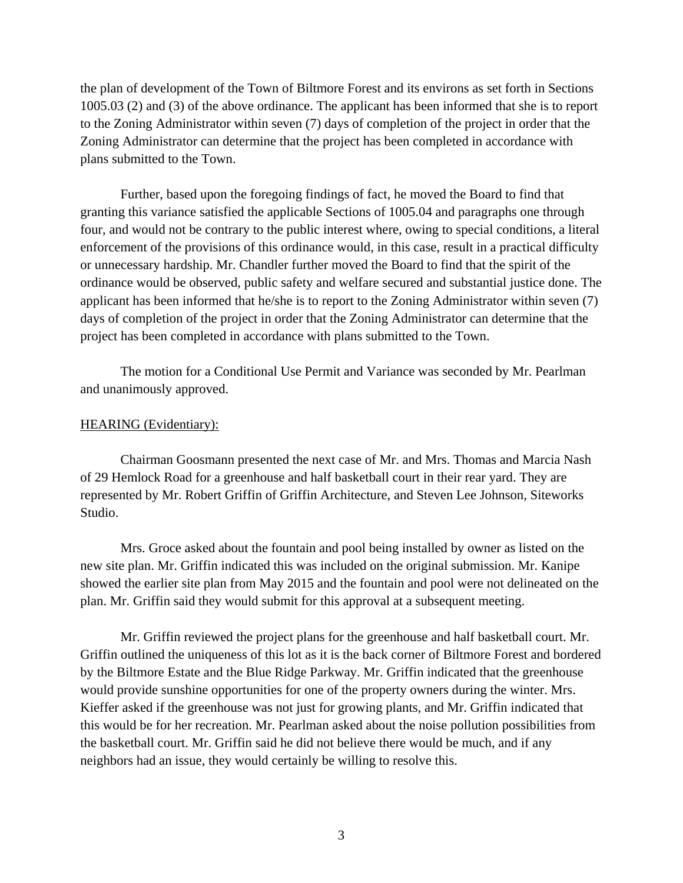the plan of development of the Town of Biltmore Forest and its environs as set forth in Sections 1005.03 (2) and (3) of the above ordinance. The applicant has been informed that she is to report to the Zoning Administrator within seven (7) days of completion of the project in order that the Zoning Administrator can determine that the project has been completed in accordance with plans submitted to the Town.

Further, based upon the foregoing findings of fact, he moved the Board to find that granting this variance satisfied the applicable Sections of 1005.04 and paragraphs one through four, and would not be contrary to the public interest where, owing to special conditions, a literal enforcement of the provisions of this ordinance would, in this case, result in a practical difficulty or unnecessary hardship. Mr. Chandler further moved the Board to find that the spirit of the ordinance would be observed, public safety and welfare secured and substantial justice done. The applicant has been informed that he/she is to report to the Zoning Administrator within seven (7) days of completion of the project in order that the Zoning Administrator can determine that the project has been completed in accordance with plans submitted to the Town.

The motion for a Conditional Use Permit and Variance was seconded by Mr. Pearlman and unanimously approved.

HEARING (Evidentiary):

Chairman Goosmann presented the next case of Mr. and Mrs. Thomas and Marcia Nash of 29 Hemlock Road for a greenhouse and half basketball court in their rear yard. They are represented by Mr. Robert Griffin of Griffin Architecture, and Steven Lee Johnson, Siteworks Studio.

Mrs. Groce asked about the fountain and pool being installed by owner as listed on the new site plan. Mr. Griffin indicated this was included on the original submission. Mr. Kanipe showed the earlier site plan from May 2015 and the fountain and pool were not delineated on the plan. Mr. Griffin said they would submit for this approval at a subsequent meeting.

Mr. Griffin reviewed the project plans for the greenhouse and half basketball court. Mr. Griffin outlined the uniqueness of this lot as it is the back corner of Biltmore Forest and bordered by the Biltmore Estate and the Blue Ridge Parkway. Mr. Griffin indicated that the greenhouse would provide sunshine opportunities for one of the property owners during the winter. Mrs. Kieffer asked if the greenhouse was not just for growing plants, and Mr. Griffin indicated that this would be for her recreation. Mr. Pearlman asked about the noise pollution possibilities from the basketball court. Mr. Griffin said he did not believe there would be much, and if any neighbors had an issue, they would certainly be willing to resolve this.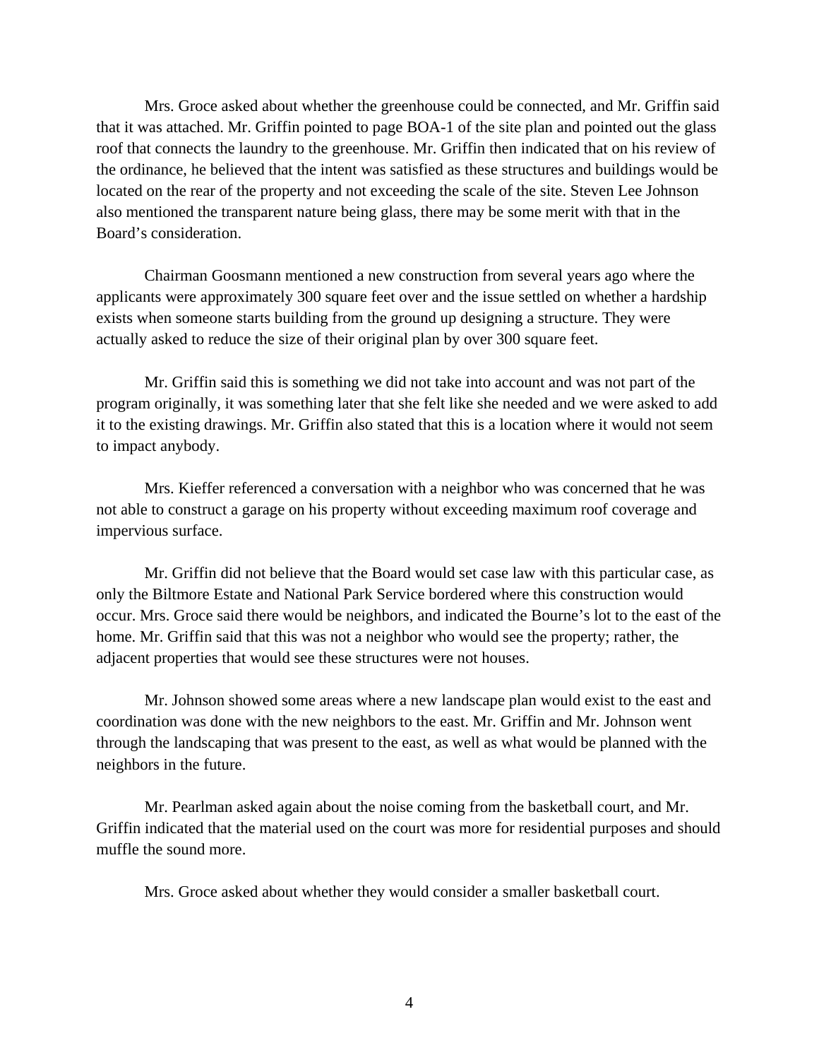Mrs. Groce asked about whether the greenhouse could be connected, and Mr. Griffin said that it was attached. Mr. Griffin pointed to page BOA-1 of the site plan and pointed out the glass roof that connects the laundry to the greenhouse. Mr. Griffin then indicated that on his review of the ordinance, he believed that the intent was satisfied as these structures and buildings would be located on the rear of the property and not exceeding the scale of the site. Steven Lee Johnson also mentioned the transparent nature being glass, there may be some merit with that in the Board's consideration.

Chairman Goosmann mentioned a new construction from several years ago where the applicants were approximately 300 square feet over and the issue settled on whether a hardship exists when someone starts building from the ground up designing a structure. They were actually asked to reduce the size of their original plan by over 300 square feet.

Mr. Griffin said this is something we did not take into account and was not part of the program originally, it was something later that she felt like she needed and we were asked to add it to the existing drawings. Mr. Griffin also stated that this is a location where it would not seem to impact anybody.

Mrs. Kieffer referenced a conversation with a neighbor who was concerned that he was not able to construct a garage on his property without exceeding maximum roof coverage and impervious surface.

Mr. Griffin did not believe that the Board would set case law with this particular case, as only the Biltmore Estate and National Park Service bordered where this construction would occur. Mrs. Groce said there would be neighbors, and indicated the Bourne's lot to the east of the home. Mr. Griffin said that this was not a neighbor who would see the property; rather, the adjacent properties that would see these structures were not houses.

Mr. Johnson showed some areas where a new landscape plan would exist to the east and coordination was done with the new neighbors to the east. Mr. Griffin and Mr. Johnson went through the landscaping that was present to the east, as well as what would be planned with the neighbors in the future.

Mr. Pearlman asked again about the noise coming from the basketball court, and Mr. Griffin indicated that the material used on the court was more for residential purposes and should muffle the sound more.

Mrs. Groce asked about whether they would consider a smaller basketball court.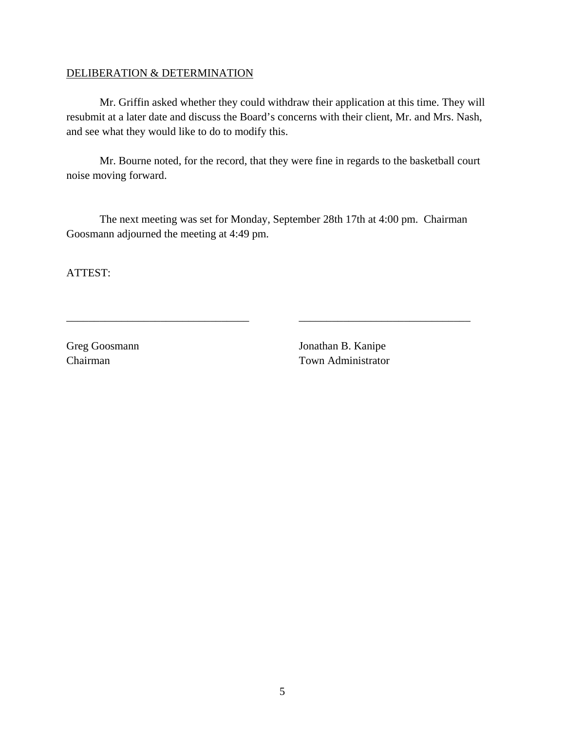<u>DELIBERATION & DETERMINATION</u>

Mr. Griffin asked whether they could withdraw their application at this time. They will resubmit at a later date and discuss the Board's concerns with their client, Mr. and Mrs. Nash, and see what they would like to do to modify this.

Mr. Bourne noted, for the record, that they were fine in regards to the basketball court noise moving forward.

The next meeting was set for Monday, September 28th 17th at 4:00 pm. Chairman Goosmann adjourned the meeting at 4:49 pm.

ATTEST:

_________________________________ _______________________________

Greg Goosmann
Chairman

Jonathan B. Kanipe
Town Administrator